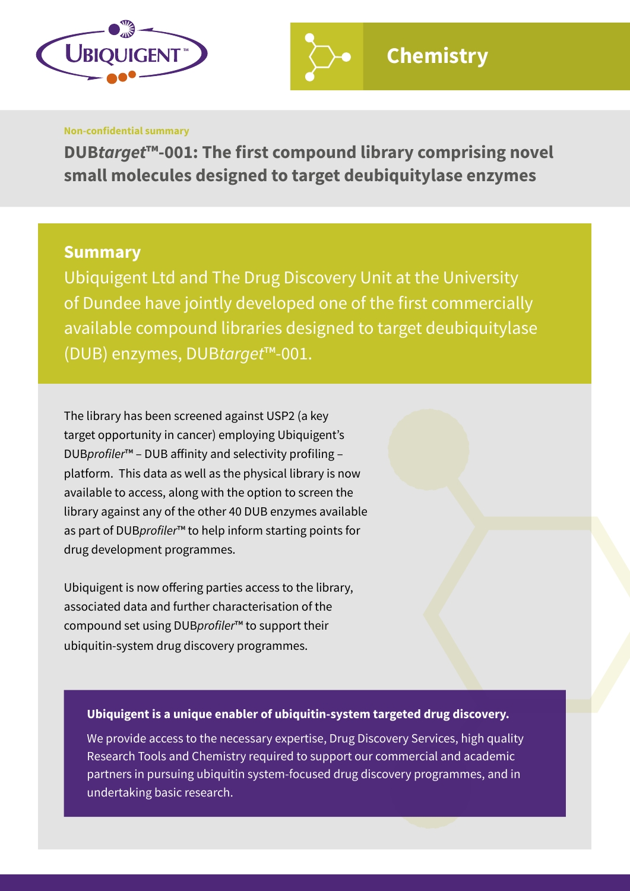Chemistry

Non-confidential summary

# DUB*target*™-001: The first compound library comprising novel small molecules designed to target deubiquitylase enzymes

## Summary

Ubiquigent Ltd and The Drug Discovery Unit at the University of Dundee have jointly developed one of the first commercially available compound libraries designed to target deubiquitylase (DUB) enzymes, DUB*target*™-001.

The library has been screened against USP2 (a key target opportunity in cancer) employing Ubiquigent's DUB*profiler*™ – DUB affinity and selectivity profiling – platform. This data as well as the physical library is now available to access, along with the option to screen the library against any of the other 40 DUB enzymes available as part of DUB*profiler*™ to help inform starting points for drug development programmes.

Ubiquigent is now offering parties access to the library, associated data and further characterisation of the compound set using DUB*profiler*™ to support their ubiquitin-system drug discovery programmes.

**Ubiquigent is a unique enabler of ubiquitin-system targeted drug discovery.**

We provide access to the necessary expertise, Drug Discovery Services, high quality Research Tools and Chemistry required to support our commercial and academic partners in pursuing ubiquitin system-focused drug discovery programmes, and in undertaking basic research.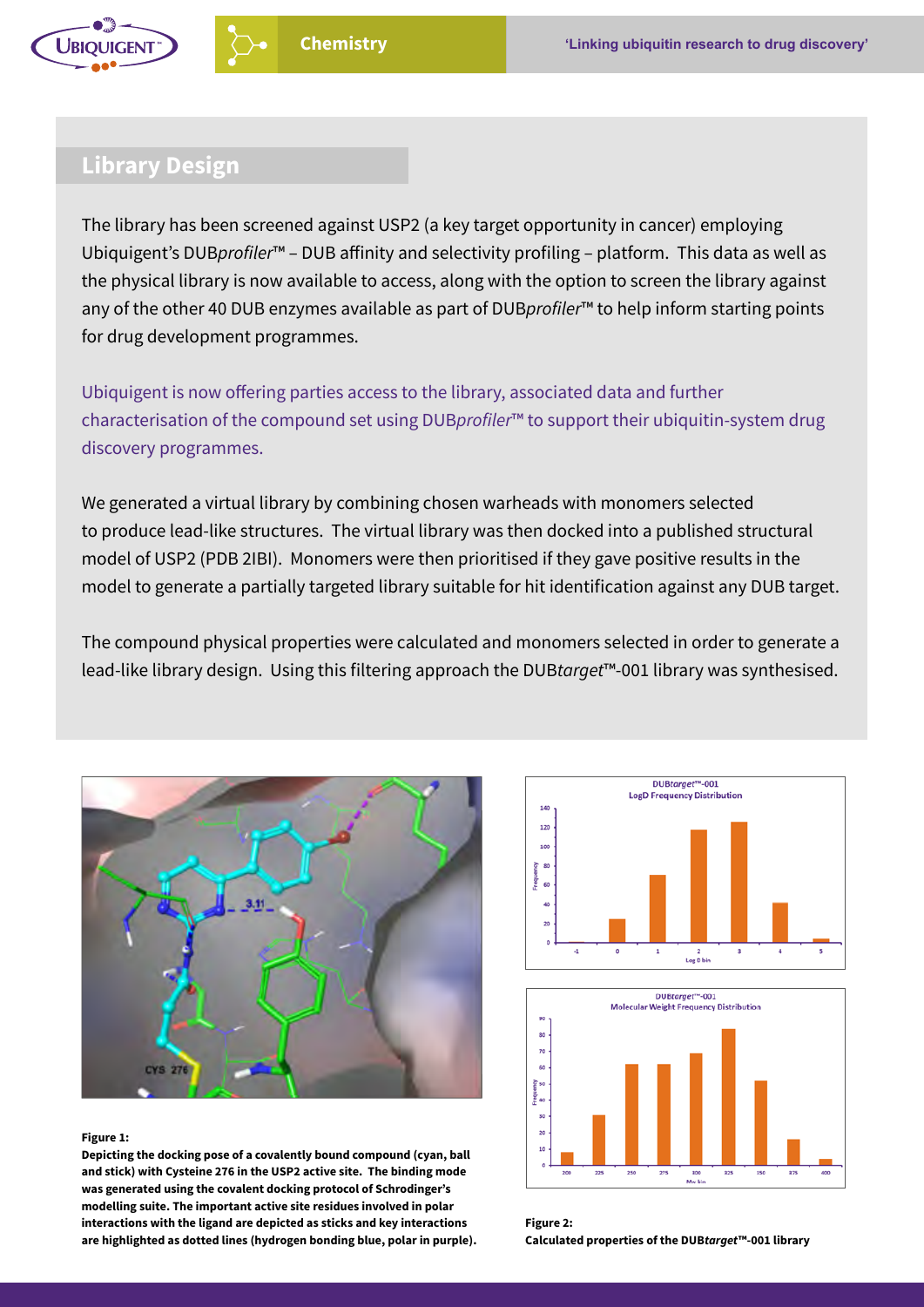## Library Design

The library has been screened against USP2 (a key target opportunity in cancer) employing Ubiquigent's DUB*profiler*™ – DUB affinity and selectivity profiling – platform. This data as well as the physical library is now available to access, along with the option to screen the library against any of the other 40 DUB enzymes available as part of DUB*profiler*™ to help inform starting points for drug development programmes.

Ubiquigent is now offering parties access to the library, associated data and further characterisation of the compound set using DUB*profiler*™ to support their ubiquitin-system drug discovery programmes.

We generated a virtual library by combining chosen warheads with monomers selected to produce lead-like structures. The virtual library was then docked into a published structural model of USP2 (PDB 2IBI). Monomers were then prioritised if they gave positive results in the model to generate a partially targeted library suitable for hit identification against any DUB target.

The compound physical properties were calculated and monomers selected in order to generate a lead-like library design. Using this filtering approach the DUB*target*™-001 library was synthesised.

**Figure 1:**
**Depicting the docking pose of a covalently bound compound (cyan, ball and stick) with Cysteine 276 in the USP2 active site. The binding mode was generated using the covalent docking protocol of Schrodinger's modelling suite. The important active site residues involved in polar interactions with the ligand are depicted as sticks and key interactions are highlighted as dotted lines (hydrogen bonding blue, polar in purple).**

**Figure 2:**
**Calculated properties of the DUB*target*™-001 library**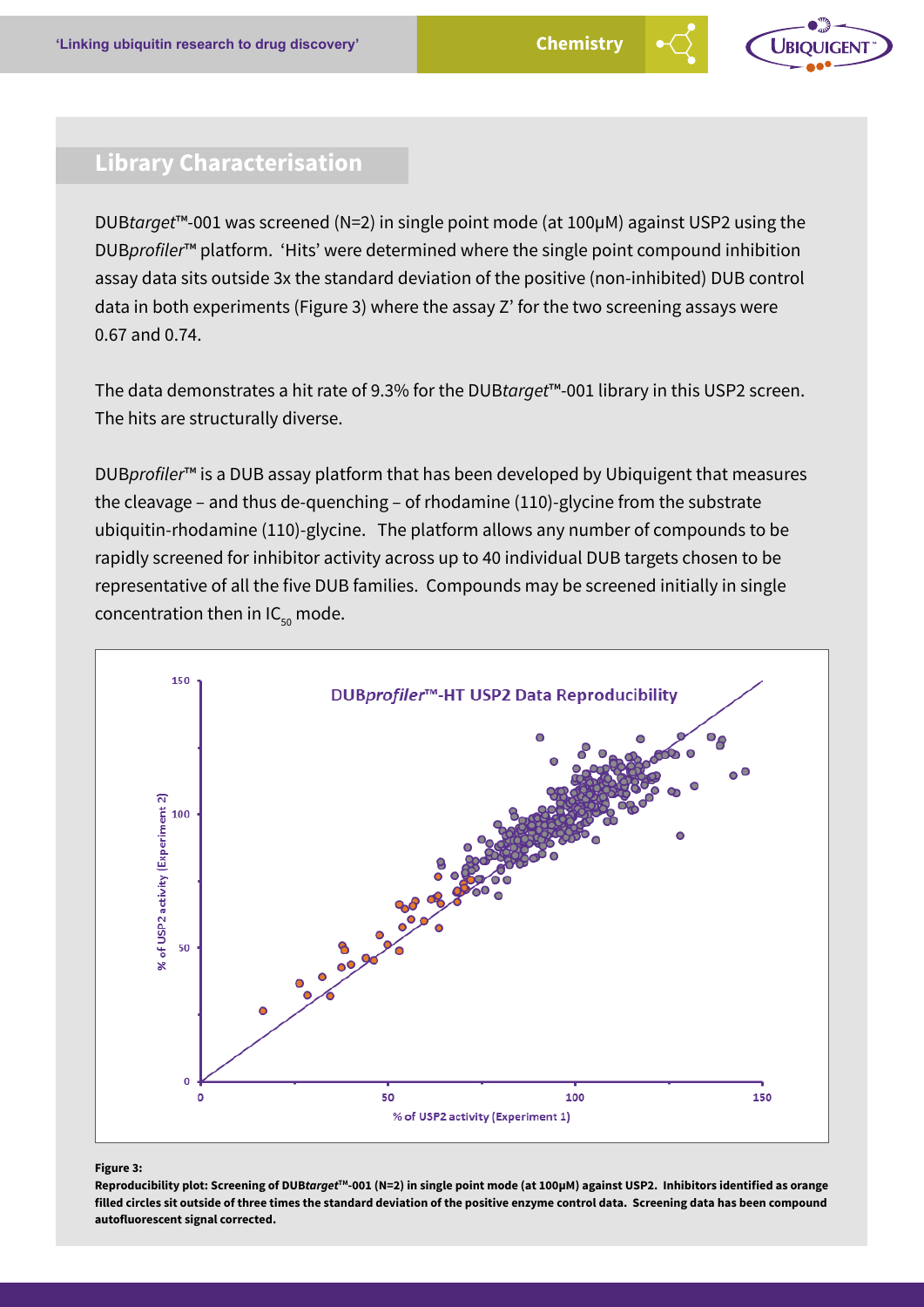## Library Characterisation

DUB*target*™-001 was screened (N=2) in single point mode (at 100µM) against USP2 using the DUB*profiler*™ platform. 'Hits' were determined where the single point compound inhibition assay data sits outside 3x the standard deviation of the positive (non-inhibited) DUB control data in both experiments (Figure 3) where the assay Z' for the two screening assays were 0.67 and 0.74.

The data demonstrates a hit rate of 9.3% for the DUB*target*™-001 library in this USP2 screen. The hits are structurally diverse.

DUB*profiler*™ is a DUB assay platform that has been developed by Ubiquigent that measures the cleavage – and thus de-quenching – of rhodamine (110)-glycine from the substrate ubiquitin-rhodamine (110)-glycine. The platform allows any number of compounds to be rapidly screened for inhibitor activity across up to 40 individual DUB targets chosen to be representative of all the five DUB families. Compounds may be screened initially in single concentration then in $IC_{50}$ mode.

**Figure 3:**

**Reproducibility plot: Screening of DUB*target*™-001 (N=2) in single point mode (at 100µM) against USP2. Inhibitors identified as orange filled circles sit outside of three times the standard deviation of the positive enzyme control data. Screening data has been compound autofluorescent signal corrected.**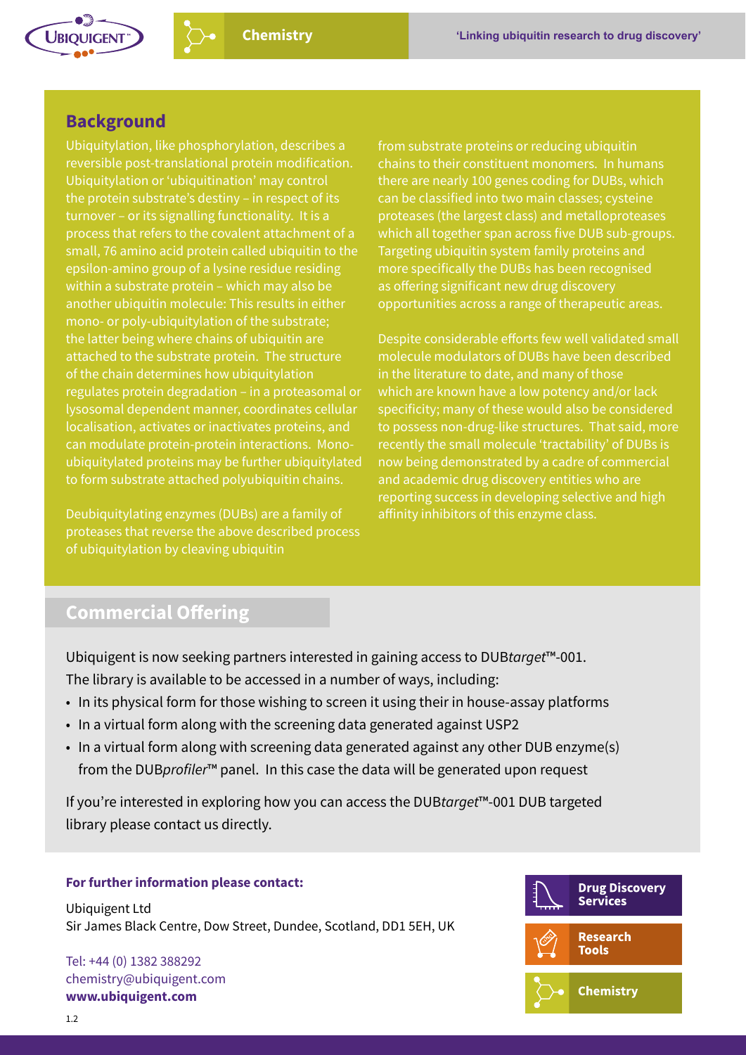## Background

Ubiquitylation, like phosphorylation, describes a reversible post-translational protein modification. Ubiquitylation or 'ubiquitination' may control the protein substrate's destiny – in respect of its turnover – or its signalling functionality. It is a process that refers to the covalent attachment of a small, 76 amino acid protein called ubiquitin to the epsilon-amino group of a lysine residue residing within a substrate protein – which may also be another ubiquitin molecule: This results in either mono- or poly-ubiquitylation of the substrate; the latter being where chains of ubiquitin are attached to the substrate protein. The structure of the chain determines how ubiquitylation regulates protein degradation – in a proteasomal or lysosomal dependent manner, coordinates cellular localisation, activates or inactivates proteins, and can modulate protein-protein interactions. Mono-ubiquitylated proteins may be further ubiquitylated to form substrate attached polyubiquitin chains.

Deubiquitylating enzymes (DUBs) are a family of proteases that reverse the above described process of ubiquitylation by cleaving ubiquitin from substrate proteins or reducing ubiquitin chains to their constituent monomers. In humans there are nearly 100 genes coding for DUBs, which can be classified into two main classes; cysteine proteases (the largest class) and metalloproteases which all together span across five DUB sub-groups. Targeting ubiquitin system family proteins and more specifically the DUBs has been recognised as offering significant new drug discovery opportunities across a range of therapeutic areas.

Despite considerable efforts few well validated small molecule modulators of DUBs have been described in the literature to date, and many of those which are known have a low potency and/or lack specificity; many of these would also be considered to possess non-drug-like structures. That said, more recently the small molecule 'tractability' of DUBs is now being demonstrated by a cadre of commercial and academic drug discovery entities who are reporting success in developing selective and high affinity inhibitors of this enzyme class.

## Commercial Offering

Ubiquigent is now seeking partners interested in gaining access to DUB*target*™-001. The library is available to be accessed in a number of ways, including:

- In its physical form for those wishing to screen it using their in house-assay platforms
- In a virtual form along with the screening data generated against USP2
- In a virtual form along with screening data generated against any other DUB enzyme(s) from the DUB*profiler*™ panel. In this case the data will be generated upon request

If you're interested in exploring how you can access the DUB*target*™-001 DUB targeted library please contact us directly.

**For further information please contact:**

Ubiquigent Ltd
Sir James Black Centre, Dow Street, Dundee, Scotland, DD1 5EH, UK

Tel: +44 (0) 1382 388292
chemistry@ubiquigent.com
**www.ubiquigent.com**

Drug Discovery Services

Research Tools

Chemistry

1.2